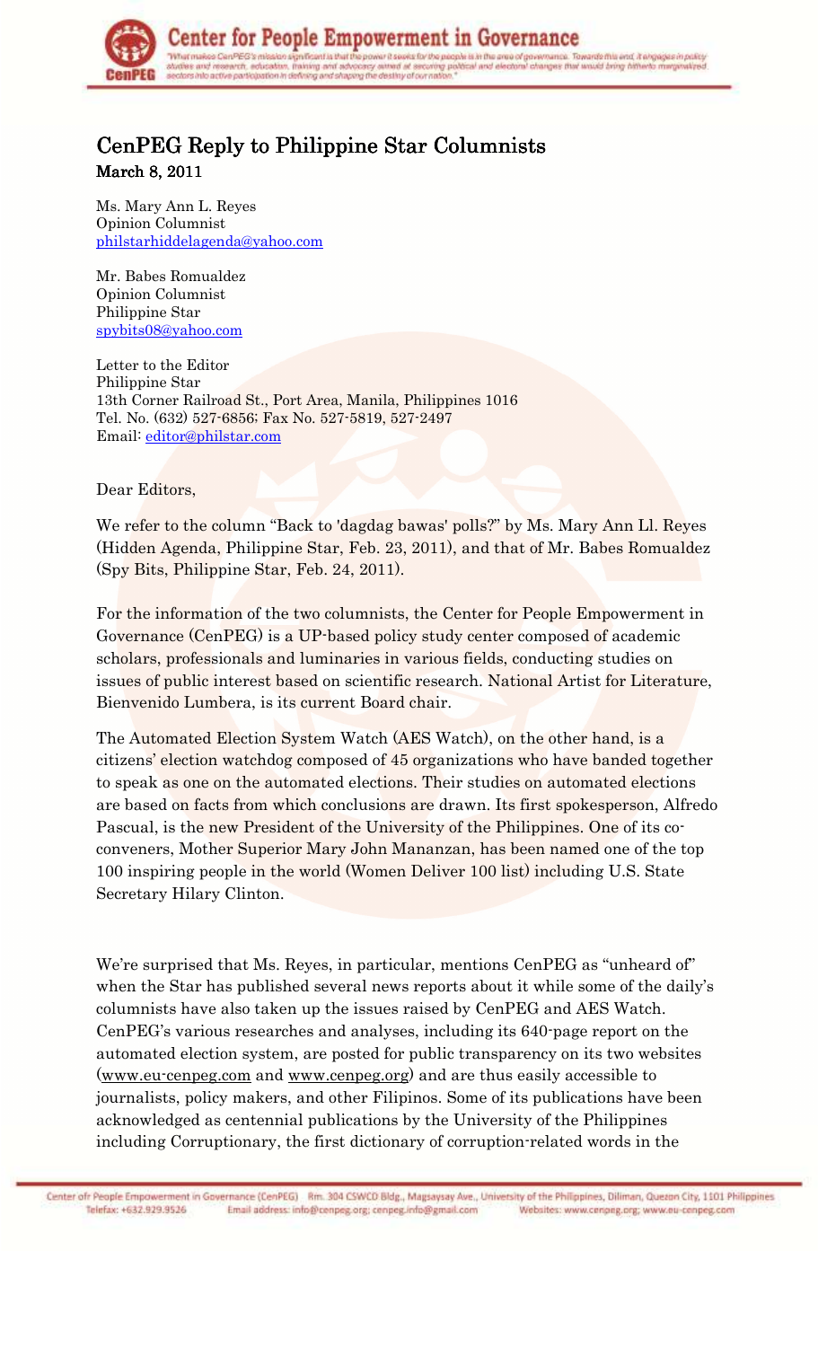# CenPEG Reply to Philippine Star Columnists

**March 8, 2011**

Ms. Mary Ann L. Reyes
Opinion Columnist
philstarhiddelagenda@yahoo.com

Mr. Babes Romualdez
Opinion Columnist
Philippine Star
spybits08@yahoo.com

Letter to the Editor
Philippine Star
13th Corner Railroad St., Port Area, Manila, Philippines 1016
Tel. No. (632) 527-6856; Fax No. 527-5819, 527-2497
Email: editor@philstar.com

Dear Editors,

We refer to the column "Back to 'dagdag bawas' polls?" by Ms. Mary Ann Ll. Reyes (Hidden Agenda, Philippine Star, Feb. 23, 2011), and that of Mr. Babes Romualdez (Spy Bits, Philippine Star, Feb. 24, 2011).

For the information of the two columnists, the Center for People Empowerment in Governance (CenPEG) is a UP-based policy study center composed of academic scholars, professionals and luminaries in various fields, conducting studies on issues of public interest based on scientific research. National Artist for Literature, Bienvenido Lumbera, is its current Board chair.

The Automated Election System Watch (AES Watch), on the other hand, is a citizens' election watchdog composed of 45 organizations who have banded together to speak as one on the automated elections. Their studies on automated elections are based on facts from which conclusions are drawn. Its first spokesperson, Alfredo Pascual, is the new President of the University of the Philippines. One of its co-conveners, Mother Superior Mary John Mananzan, has been named one of the top 100 inspiring people in the world (Women Deliver 100 list) including U.S. State Secretary Hilary Clinton.

We're surprised that Ms. Reyes, in particular, mentions CenPEG as "unheard of" when the Star has published several news reports about it while some of the daily's columnists have also taken up the issues raised by CenPEG and AES Watch. CenPEG's various researches and analyses, including its 640-page report on the automated election system, are posted for public transparency on its two websites (www.eu-cenpeg.com and www.cenpeg.org) and are thus easily accessible to journalists, policy makers, and other Filipinos. Some of its publications have been acknowledged as centennial publications by the University of the Philippines including Corruptionary, the first dictionary of corruption-related words in the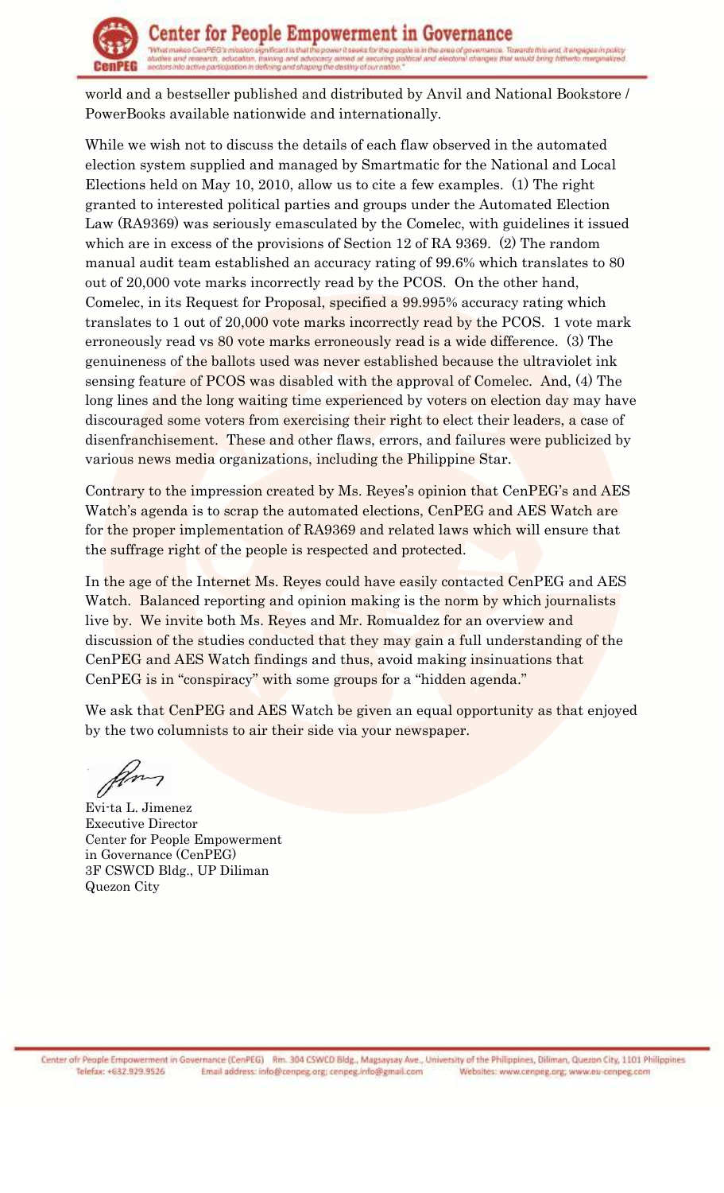world and a bestseller published and distributed by Anvil and National Bookstore / PowerBooks available nationwide and internationally.

While we wish not to discuss the details of each flaw observed in the automated election system supplied and managed by Smartmatic for the National and Local Elections held on May 10, 2010, allow us to cite a few examples. (1) The right granted to interested political parties and groups under the Automated Election Law (RA9369) was seriously emasculated by the Comelec, with guidelines it issued which are in excess of the provisions of Section 12 of RA 9369. (2) The random manual audit team established an accuracy rating of 99.6% which translates to 80 out of 20,000 vote marks incorrectly read by the PCOS. On the other hand, Comelec, in its Request for Proposal, specified a 99.995% accuracy rating which translates to 1 out of 20,000 vote marks incorrectly read by the PCOS. 1 vote mark erroneously read vs 80 vote marks erroneously read is a wide difference. (3) The genuineness of the ballots used was never established because the ultraviolet ink sensing feature of PCOS was disabled with the approval of Comelec. And, (4) The long lines and the long waiting time experienced by voters on election day may have discouraged some voters from exercising their right to elect their leaders, a case of disenfranchisement. These and other flaws, errors, and failures were publicized by various news media organizations, including the Philippine Star.

Contrary to the impression created by Ms. Reyes's opinion that CenPEG's and AES Watch's agenda is to scrap the automated elections, CenPEG and AES Watch are for the proper implementation of RA9369 and related laws which will ensure that the suffrage right of the people is respected and protected.

In the age of the Internet Ms. Reyes could have easily contacted CenPEG and AES Watch. Balanced reporting and opinion making is the norm by which journalists live by. We invite both Ms. Reyes and Mr. Romualdez for an overview and discussion of the studies conducted that they may gain a full understanding of the CenPEG and AES Watch findings and thus, avoid making insinuations that CenPEG is in "conspiracy" with some groups for a "hidden agenda."

We ask that CenPEG and AES Watch be given an equal opportunity as that enjoyed by the two columnists to air their side via your newspaper.

Evi-ta L. Jimenez
Executive Director
Center for People Empowerment
in Governance (CenPEG)
3F CSWCD Bldg., UP Diliman
Quezon City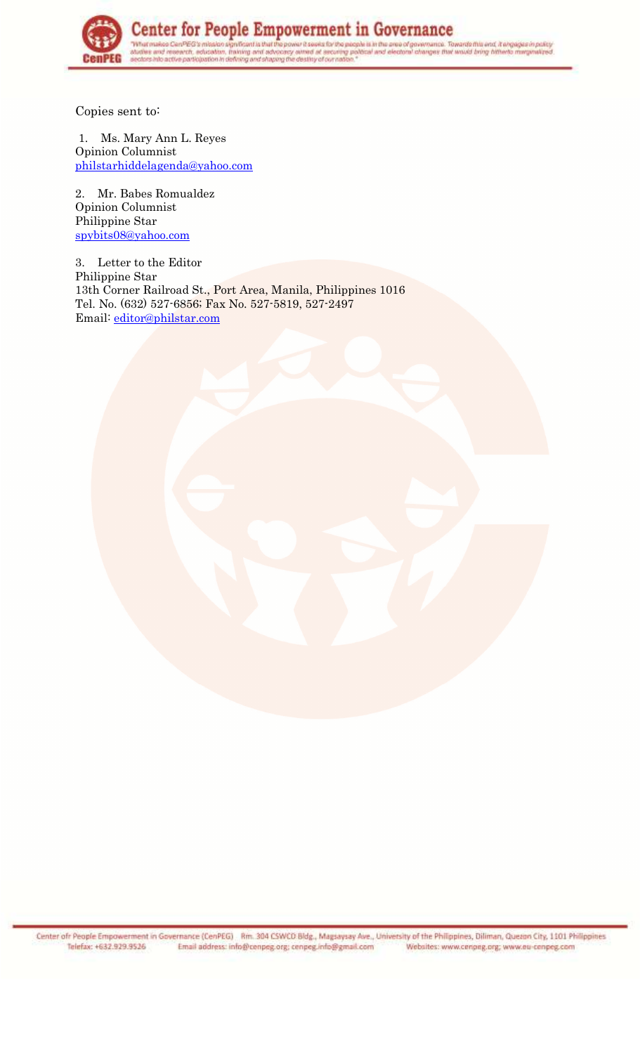Copies sent to:

1. Ms. Mary Ann L. Reyes
Opinion Columnist
philstarhiddelagenda@yahoo.com

2. Mr. Babes Romualdez
Opinion Columnist
Philippine Star
spybits08@yahoo.com

3. Letter to the Editor
Philippine Star
13th Corner Railroad St., Port Area, Manila, Philippines 1016
Tel. No. (632) 527-6856; Fax No. 527-5819, 527-2497
Email: editor@philstar.com